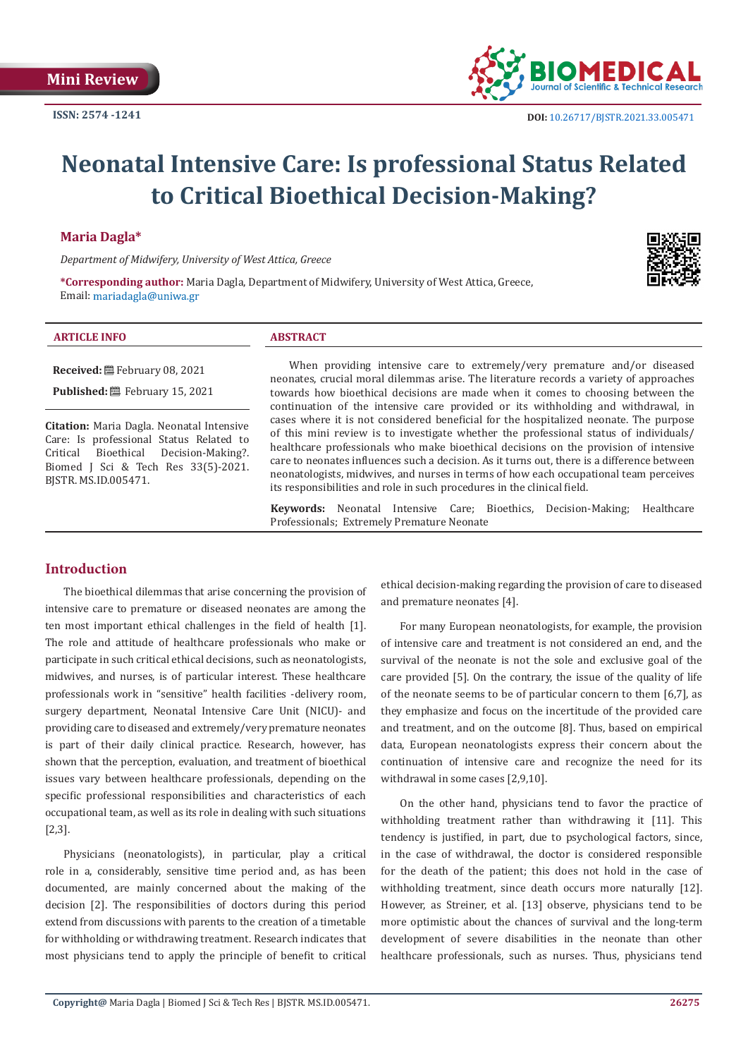Mini Review

ISSN: 2574 -1241

DOI: 10.26717/BJSTR.2021.33.005471

# Neonatal Intensive Care: Is professional Status Related to Critical Bioethical Decision-Making?

**Maria Dagla***

*Department of Midwifery, University of West Attica, Greece*

***Corresponding author:** Maria Dagla, Department of Midwifery, University of West Attica, Greece, Email: mariadagla@uniwa.gr

### ARTICLE INFO

**Received:** February 08, 2021

**Published:** February 15, 2021

**Citation:** Maria Dagla. Neonatal Intensive Care: Is professional Status Related to Critical Bioethical Decision-Making?. Biomed J Sci & Tech Res 33(5)-2021. BJSTR. MS.ID.005471.

### ABSTRACT

When providing intensive care to extremely/very premature and/or diseased neonates, crucial moral dilemmas arise. The literature records a variety of approaches towards how bioethical decisions are made when it comes to choosing between the continuation of the intensive care provided or its withholding and withdrawal, in cases where it is not considered beneficial for the hospitalized neonate. The purpose of this mini review is to investigate whether the professional status of individuals/ healthcare professionals who make bioethical decisions on the provision of intensive care to neonates influences such a decision. As it turns out, there is a difference between neonatologists, midwives, and nurses in terms of how each occupational team perceives its responsibilities and role in such procedures in the clinical field.

**Keywords:** Neonatal Intensive Care; Bioethics, Decision-Making; Healthcare Professionals; Extremely Premature Neonate

## Introduction

The bioethical dilemmas that arise concerning the provision of intensive care to premature or diseased neonates are among the ten most important ethical challenges in the field of health [1]. The role and attitude of healthcare professionals who make or participate in such critical ethical decisions, such as neonatologists, midwives, and nurses, is of particular interest. These healthcare professionals work in "sensitive" health facilities -delivery room, surgery department, Neonatal Intensive Care Unit (NICU)- and providing care to diseased and extremely/very premature neonates is part of their daily clinical practice. Research, however, has shown that the perception, evaluation, and treatment of bioethical issues vary between healthcare professionals, depending on the specific professional responsibilities and characteristics of each occupational team, as well as its role in dealing with such situations [2,3].

Physicians (neonatologists), in particular, play a critical role in a, considerably, sensitive time period and, as has been documented, are mainly concerned about the making of the decision [2]. The responsibilities of doctors during this period extend from discussions with parents to the creation of a timetable for withholding or withdrawing treatment. Research indicates that most physicians tend to apply the principle of benefit to critical ethical decision-making regarding the provision of care to diseased and premature neonates [4].

For many European neonatologists, for example, the provision of intensive care and treatment is not considered an end, and the survival of the neonate is not the sole and exclusive goal of the care provided [5]. On the contrary, the issue of the quality of life of the neonate seems to be of particular concern to them [6,7], as they emphasize and focus on the incertitude of the provided care and treatment, and on the outcome [8]. Thus, based on empirical data, European neonatologists express their concern about the continuation of intensive care and recognize the need for its withdrawal in some cases [2,9,10].

On the other hand, physicians tend to favor the practice of withholding treatment rather than withdrawing it [11]. This tendency is justified, in part, due to psychological factors, since, in the case of withdrawal, the doctor is considered responsible for the death of the patient; this does not hold in the case of withholding treatment, since death occurs more naturally [12]. However, as Streiner, et al. [13] observe, physicians tend to be more optimistic about the chances of survival and the long-term development of severe disabilities in the neonate than other healthcare professionals, such as nurses. Thus, physicians tend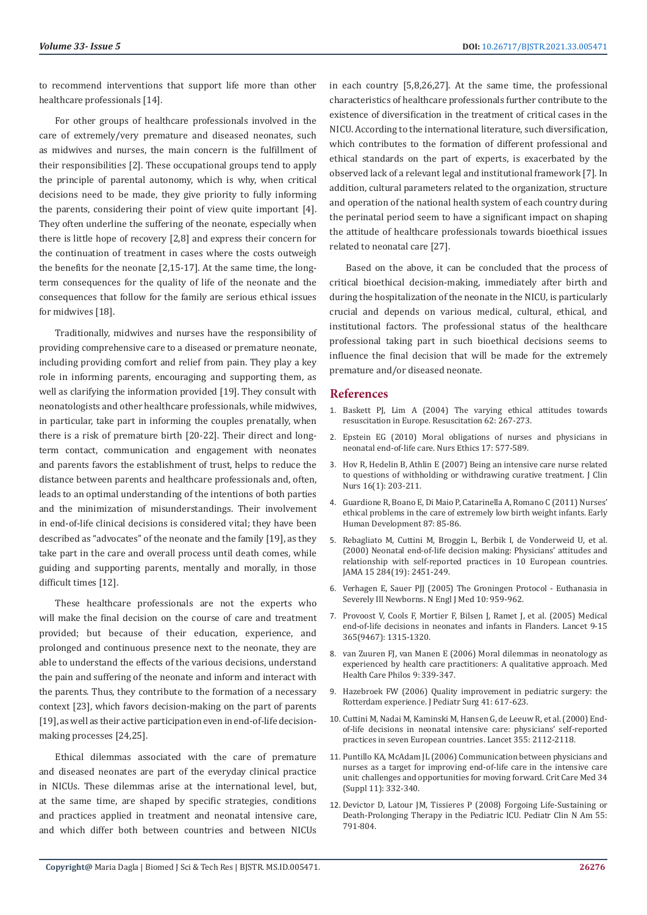to recommend interventions that support life more than other healthcare professionals [14].

For other groups of healthcare professionals involved in the care of extremely/very premature and diseased neonates, such as midwives and nurses, the main concern is the fulfillment of their responsibilities [2]. These occupational groups tend to apply the principle of parental autonomy, which is why, when critical decisions need to be made, they give priority to fully informing the parents, considering their point of view quite important [4]. They often underline the suffering of the neonate, especially when there is little hope of recovery [2,8] and express their concern for the continuation of treatment in cases where the costs outweigh the benefits for the neonate [2,15-17]. At the same time, the long-term consequences for the quality of life of the neonate and the consequences that follow for the family are serious ethical issues for midwives [18].

Traditionally, midwives and nurses have the responsibility of providing comprehensive care to a diseased or premature neonate, including providing comfort and relief from pain. They play a key role in informing parents, encouraging and supporting them, as well as clarifying the information provided [19]. They consult with neonatologists and other healthcare professionals, while midwives, in particular, take part in informing the couples prenatally, when there is a risk of premature birth [20-22]. Their direct and long-term contact, communication and engagement with neonates and parents favors the establishment of trust, helps to reduce the distance between parents and healthcare professionals and, often, leads to an optimal understanding of the intentions of both parties and the minimization of misunderstandings. Their involvement in end-of-life clinical decisions is considered vital; they have been described as "advocates" of the neonate and the family [19], as they take part in the care and overall process until death comes, while guiding and supporting parents, mentally and morally, in those difficult times [12].

These healthcare professionals are not the experts who will make the final decision on the course of care and treatment provided; but because of their education, experience, and prolonged and continuous presence next to the neonate, they are able to understand the effects of the various decisions, understand the pain and suffering of the neonate and inform and interact with the parents. Thus, they contribute to the formation of a necessary context [23], which favors decision-making on the part of parents [19], as well as their active participation even in end-of-life decision-making processes [24,25].

Ethical dilemmas associated with the care of premature and diseased neonates are part of the everyday clinical practice in NICUs. These dilemmas arise at the international level, but, at the same time, are shaped by specific strategies, conditions and practices applied in treatment and neonatal intensive care, and which differ both between countries and between NICUs in each country [5,8,26,27]. At the same time, the professional characteristics of healthcare professionals further contribute to the existence of diversification in the treatment of critical cases in the NICU. According to the international literature, such diversification, which contributes to the formation of different professional and ethical standards on the part of experts, is exacerbated by the observed lack of a relevant legal and institutional framework [7]. In addition, cultural parameters related to the organization, structure and operation of the national health system of each country during the perinatal period seem to have a significant impact on shaping the attitude of healthcare professionals towards bioethical issues related to neonatal care [27].

Based on the above, it can be concluded that the process of critical bioethical decision-making, immediately after birth and during the hospitalization of the neonate in the NICU, is particularly crucial and depends on various medical, cultural, ethical, and institutional factors. The professional status of the healthcare professional taking part in such bioethical decisions seems to influence the final decision that will be made for the extremely premature and/or diseased neonate.

## References

1. Baskett PJ, Lim A (2004) The varying ethical attitudes towards resuscitation in Europe. Resuscitation 62: 267-273.
2. Epstein EG (2010) Moral obligations of nurses and physicians in neonatal end-of-life care. Nurs Ethics 17: 577-589.
3. Hov R, Hedelin B, Athlin E (2007) Being an intensive care nurse related to questions of withholding or withdrawing curative treatment. J Clin Nurs 16(1): 203-211.
4. Guardione R, Boano E, Di Maio P, Catarinella A, Romano C (2011) Nurses' ethical problems in the care of extremely low birth weight infants. Early Human Development 87: 85-86.
5. Rebagliato M, Cuttini M, Broggin L, Berbik I, de Vonderweid U, et al. (2000) Neonatal end-of-life decision making: Physicians' attitudes and relationship with self-reported practices in 10 European countries. JAMA 15 284(19): 2451-249.
6. Verhagen E, Sauer PJJ (2005) The Groningen Protocol - Euthanasia in Severely Ill Newborns. N Engl J Med 10: 959-962.
7. Provoost V, Cools F, Mortier F, Bilsen J, Ramet J, et al. (2005) Medical end-of-life decisions in neonates and infants in Flanders. Lancet 9-15 365(9467): 1315-1320.
8. van Zuuren FJ, van Manen E (2006) Moral dilemmas in neonatology as experienced by health care practitioners: A qualitative approach. Med Health Care Philos 9: 339-347.
9. Hazebroek FW (2006) Quality improvement in pediatric surgery: the Rotterdam experience. J Pediatr Surg 41: 617-623.
10. Cuttini M, Nadai M, Kaminski M, Hansen G, de Leeuw R, et al. (2000) End-of-life decisions in neonatal intensive care: physicians' self-reported practices in seven European countries. Lancet 355: 2112-2118.
11. Puntillo KA, McAdam JL (2006) Communication between physicians and nurses as a target for improving end-of-life care in the intensive care unit: challenges and opportunities for moving forward. Crit Care Med 34 (Suppl 11): 332-340.
12. Devictor D, Latour JM, Tissieres P (2008) Forgoing Life-Sustaining or Death-Prolonging Therapy in the Pediatric ICU. Pediatr Clin N Am 55: 791-804.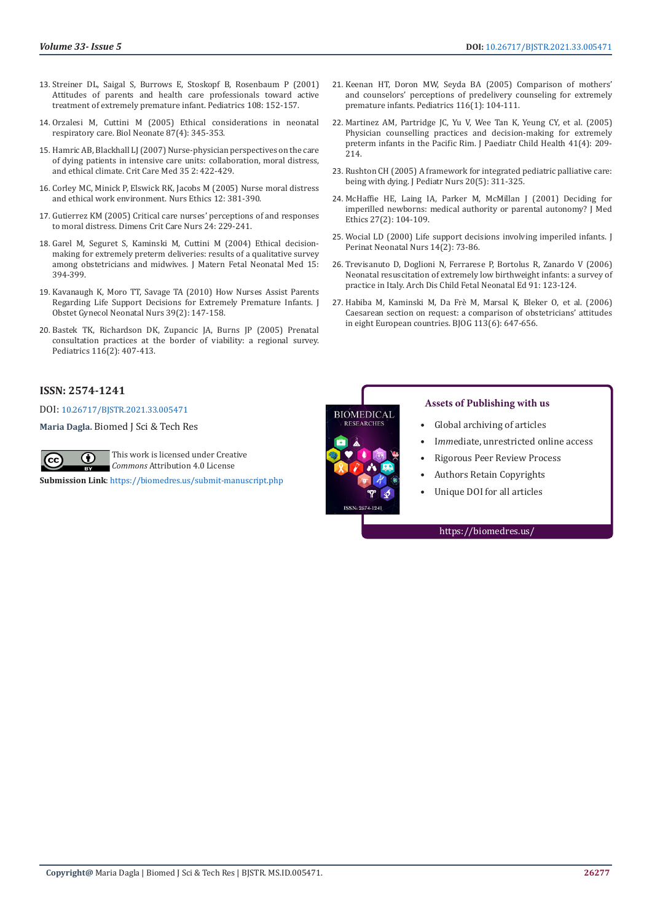13. Streiner DL, Saigal S, Burrows E, Stoskopf B, Rosenbaum P (2001) Attitudes of parents and health care professionals toward active treatment of extremely premature infant. Pediatrics 108: 152-157.
14. Orzalesi M, Cuttini M (2005) Ethical considerations in neonatal respiratory care. Biol Neonate 87(4): 345-353.
15. Hamric AB, Blackhall LJ (2007) Nurse-physician perspectives on the care of dying patients in intensive care units: collaboration, moral distress, and ethical climate. Crit Care Med 35 2: 422-429.
16. Corley MC, Minick P, Elswick RK, Jacobs M (2005) Nurse moral distress and ethical work environment. Nurs Ethics 12: 381-390.
17. Gutierrez KM (2005) Critical care nurses' perceptions of and responses to moral distress. Dimens Crit Care Nurs 24: 229-241.
18. Garel M, Seguret S, Kaminski M, Cuttini M (2004) Ethical decision-making for extremely preterm deliveries: results of a qualitative survey among obstetricians and midwives. J Matern Fetal Neonatal Med 15: 394-399.
19. Kavanaugh K, Moro TT, Savage TA (2010) How Nurses Assist Parents Regarding Life Support Decisions for Extremely Premature Infants. J Obstet Gynecol Neonatal Nurs 39(2): 147-158.
20. Bastek TK, Richardson DK, Zupancic JA, Burns JP (2005) Prenatal consultation practices at the border of viability: a regional survey. Pediatrics 116(2): 407-413.
21. Keenan HT, Doron MW, Seyda BA (2005) Comparison of mothers' and counselors' perceptions of predelivery counseling for extremely premature infants. Pediatrics 116(1): 104-111.
22. Martinez AM, Partridge JC, Yu V, Wee Tan K, Yeung CY, et al. (2005) Physician counselling practices and decision-making for extremely preterm infants in the Pacific Rim. J Paediatr Child Health 41(4): 209-214.
23. Rushton CH (2005) A framework for integrated pediatric palliative care: being with dying. J Pediatr Nurs 20(5): 311-325.
24. McHaffie HE, Laing IA, Parker M, McMillan J (2001) Deciding for imperilled newborns: medical authority or parental autonomy? J Med Ethics 27(2): 104-109.
25. Wocial LD (2000) Life support decisions involving imperiled infants. J Perinat Neonatal Nurs 14(2): 73-86.
26. Trevisanuto D, Doglioni N, Ferrarese P, Bortolus R, Zanardo V (2006) Neonatal resuscitation of extremely low birthweight infants: a survey of practice in Italy. Arch Dis Child Fetal Neonatal Ed 91: 123-124.
27. Habiba M, Kaminski M, Da Frè M, Marsal K, Bleker O, et al. (2006) Caesarean section on request: a comparison of obstetricians' attitudes in eight European countries. BJOG 113(6): 647-656.

**ISSN: 2574-1241**

DOI: 10.26717/BJSTR.2021.33.005471

**Maria Dagla.** Biomed J Sci & Tech Res

This work is licensed under Creative *Commons* Attribution 4.0 License

**Submission Link**: https://biomedres.us/submit-manuscript.php

**Assets of Publishing with us**

- Global archiving of articles
- Immediate, unrestricted online access
- Rigorous Peer Review Process
- Authors Retain Copyrights
- Unique DOI for all articles

https://biomedres.us/